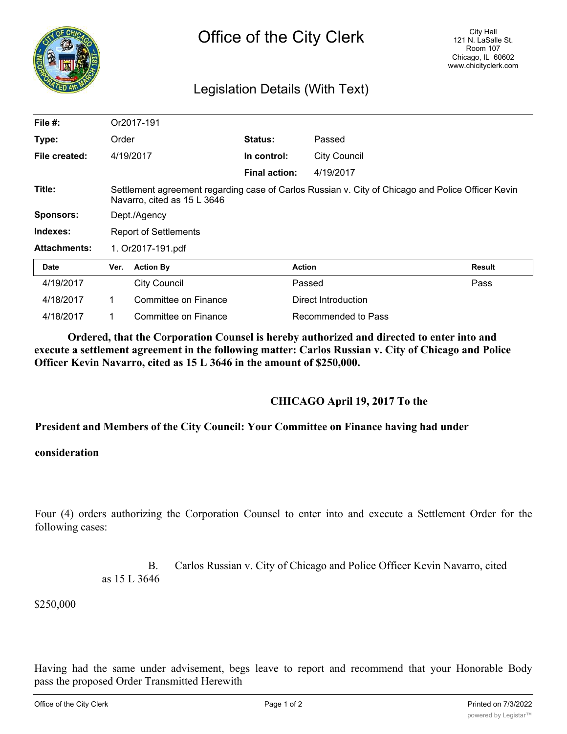# Office of the City Clerk

City Hall
121 N. LaSalle St.
Room 107
Chicago, IL 60602
www.chicityclerk.com

## Legislation Details (With Text)

| | | | |
|---|---|---|---|
| **File #:** | Or2017-191 | | |
| **Type:** | Order | **Status:** | Passed |
| **File created:** | 4/19/2017 | **In control:** | City Council |
| | | **Final action:** | 4/19/2017 |
| **Title:** | Settlement agreement regarding case of Carlos Russian v. City of Chicago and Police Officer Kevin Navarro, cited as 15 L 3646 | | |
| **Sponsors:** | Dept./Agency | | |
| **Indexes:** | Report of Settlements | | |
| **Attachments:** | 1. Or2017-191.pdf | | |

| Date | Ver. | Action By | Action | Result |
|---|---|---|---|---|
| 4/19/2017 | | City Council | Passed | Pass |
| 4/18/2017 | 1 | Committee on Finance | Direct Introduction | |
| 4/18/2017 | 1 | Committee on Finance | Recommended to Pass | |

**Ordered, that the Corporation Counsel is hereby authorized and directed to enter into and execute a settlement agreement in the following matter: Carlos Russian v. City of Chicago and Police Officer Kevin Navarro, cited as 15 L 3646 in the amount of $250,000.**

**CHICAGO April 19, 2017 To the**

**President and Members of the City Council: Your Committee on Finance having had under**

**consideration**

Four (4) orders authorizing the Corporation Counsel to enter into and execute a Settlement Order for the following cases:

B. Carlos Russian v. City of Chicago and Police Officer Kevin Navarro, cited as 15 L 3646

$250,000

Having had the same under advisement, begs leave to report and recommend that your Honorable Body pass the proposed Order Transmitted Herewith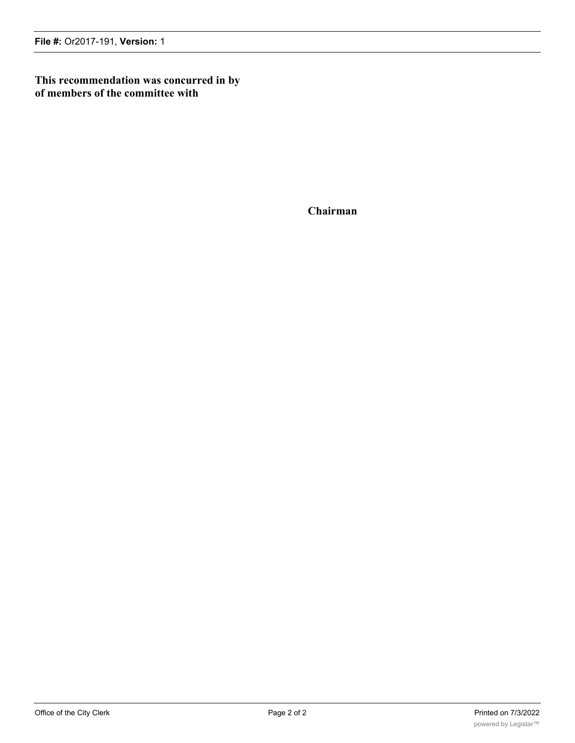**This recommendation was concurred in by of members of the committee with**

**Chairman**